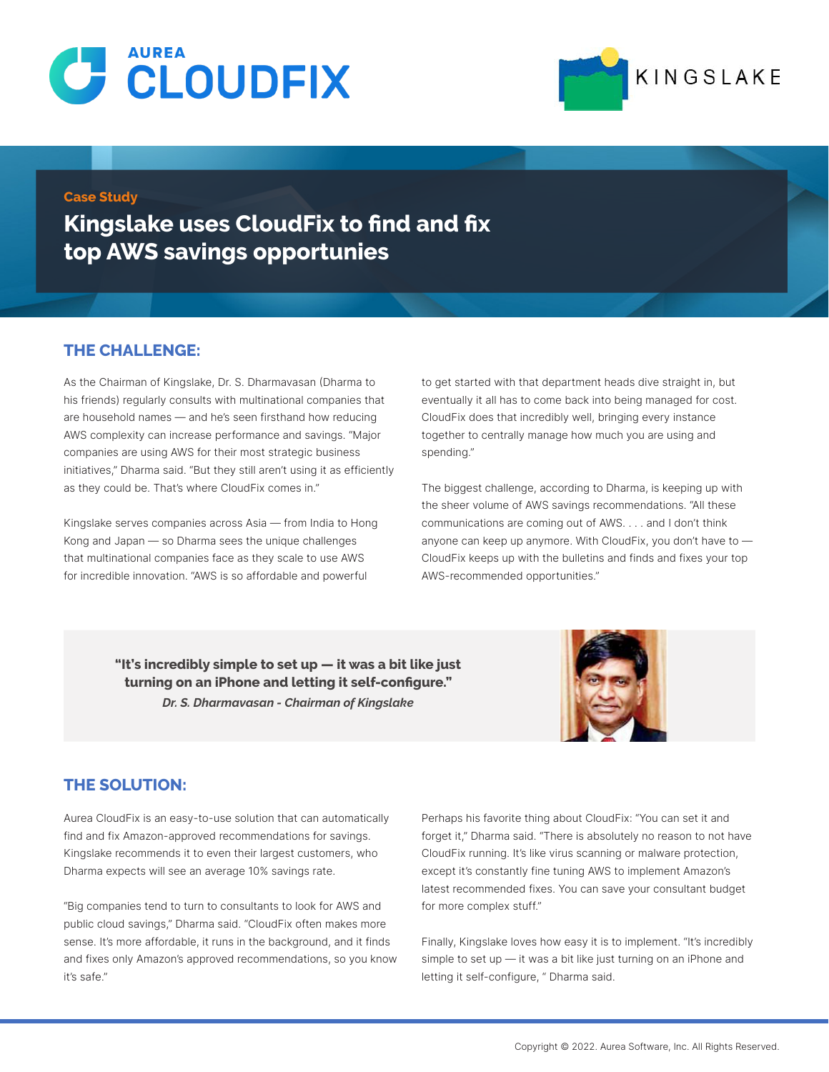AUREA
CLOUDFIX

KINGSLAKE

Case Study

# Kingslake uses CloudFix to find and fix top AWS savings opportunies

## THE CHALLENGE:

As the Chairman of Kingslake, Dr. S. Dharmavasan (Dharma to his friends) regularly consults with multinational companies that are household names — and he's seen firsthand how reducing AWS complexity can increase performance and savings. "Major companies are using AWS for their most strategic business initiatives," Dharma said. "But they still aren't using it as efficiently as they could be. That's where CloudFix comes in."

Kingslake serves companies across Asia — from India to Hong Kong and Japan — so Dharma sees the unique challenges that multinational companies face as they scale to use AWS for incredible innovation. "AWS is so affordable and powerful to get started with that department heads dive straight in, but eventually it all has to come back into being managed for cost. CloudFix does that incredibly well, bringing every instance together to centrally manage how much you are using and spending."

The biggest challenge, according to Dharma, is keeping up with the sheer volume of AWS savings recommendations. "All these communications are coming out of AWS. . . . and I don't think anyone can keep up anymore. With CloudFix, you don't have to — CloudFix keeps up with the bulletins and finds and fixes your top AWS-recommended opportunities."

> **"It's incredibly simple to set up — it was a bit like just turning on an iPhone and letting it self-configure."**
> ***Dr. S. Dharmavasan - Chairman of Kingslake***

## THE SOLUTION:

Aurea CloudFix is an easy-to-use solution that can automatically find and fix Amazon-approved recommendations for savings. Kingslake recommends it to even their largest customers, who Dharma expects will see an average 10% savings rate.

"Big companies tend to turn to consultants to look for AWS and public cloud savings," Dharma said. "CloudFix often makes more sense. It's more affordable, it runs in the background, and it finds and fixes only Amazon's approved recommendations, so you know it's safe."

Perhaps his favorite thing about CloudFix: "You can set it and forget it," Dharma said. "There is absolutely no reason to not have CloudFix running. It's like virus scanning or malware protection, except it's constantly fine tuning AWS to implement Amazon's latest recommended fixes. You can save your consultant budget for more complex stuff."

Finally, Kingslake loves how easy it is to implement. "It's incredibly simple to set up — it was a bit like just turning on an iPhone and letting it self-configure, " Dharma said.

Copyright © 2022. Aurea Software, Inc. All Rights Reserved.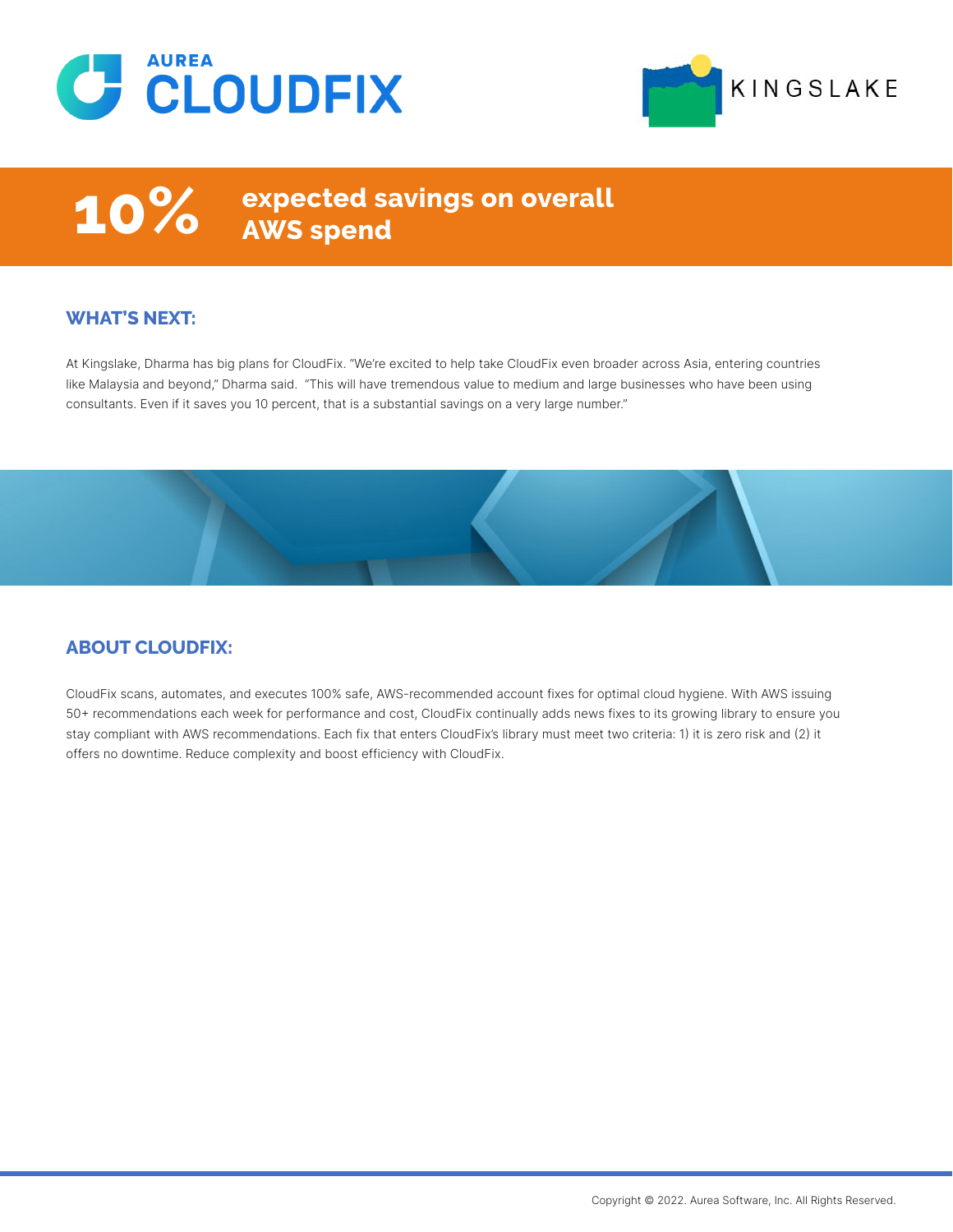AUREA CLOUDFIX

KINGSLAKE

**10%** **expected savings on overall AWS spend**

## WHAT'S NEXT:

At Kingslake, Dharma has big plans for CloudFix. "We're excited to help take CloudFix even broader across Asia, entering countries like Malaysia and beyond," Dharma said. "This will have tremendous value to medium and large businesses who have been using consultants. Even if it saves you 10 percent, that is a substantial savings on a very large number."

## ABOUT CLOUDFIX:

CloudFix scans, automates, and executes 100% safe, AWS-recommended account fixes for optimal cloud hygiene. With AWS issuing 50+ recommendations each week for performance and cost, CloudFix continually adds news fixes to its growing library to ensure you stay compliant with AWS recommendations. Each fix that enters CloudFix's library must meet two criteria: 1) it is zero risk and (2) it offers no downtime. Reduce complexity and boost efficiency with CloudFix.

Copyright © 2022. Aurea Software, Inc. All Rights Reserved.